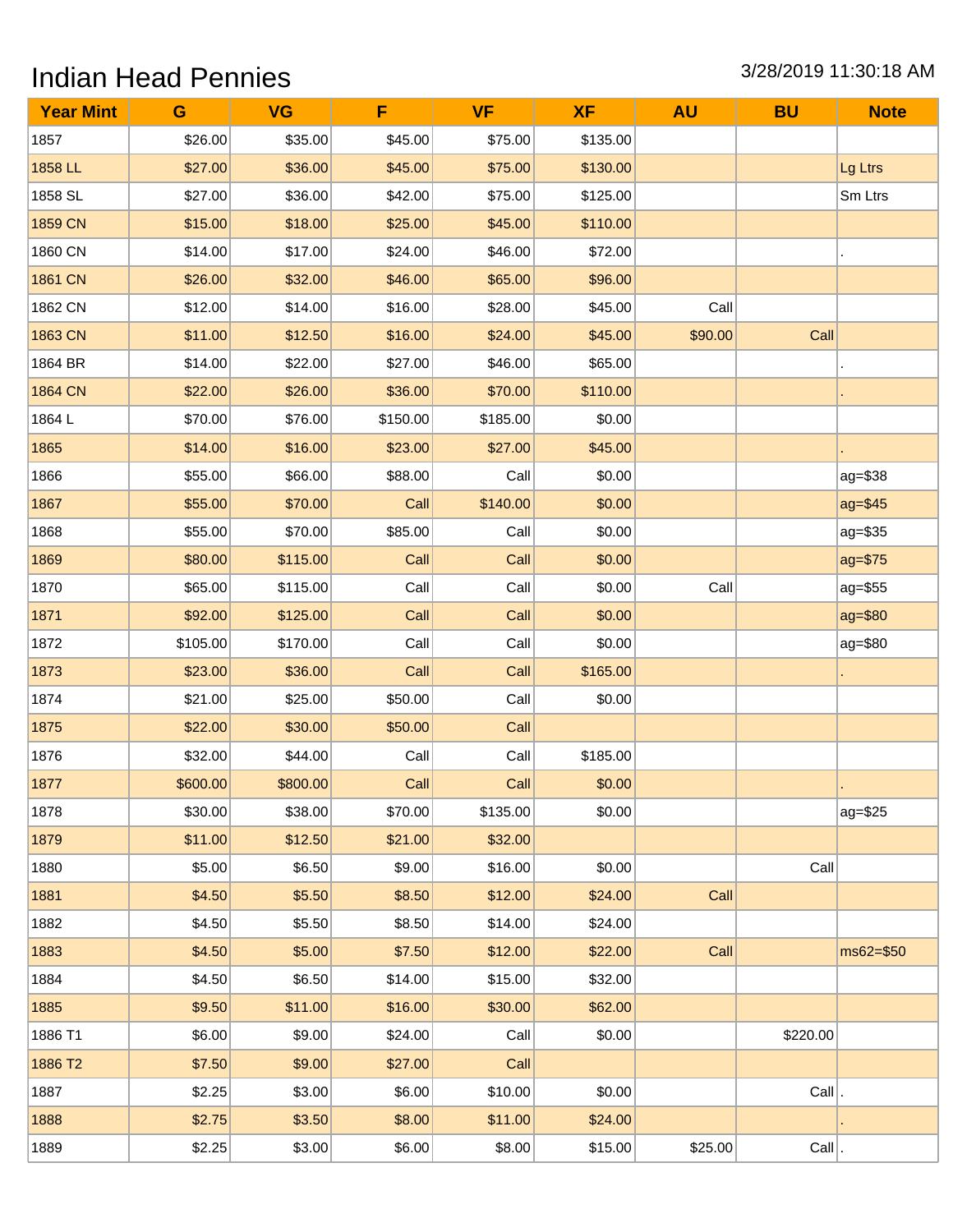# Indian Head Pennies

3/28/2019 11:30:18 AM

| Year Mint | G | VG | F | VF | XF | AU | BU | Note |
|---|---|---|---|---|---|---|---|---|
| 1857 | $26.00 | $35.00 | $45.00 | $75.00 | $135.00 | | | |
| 1858 LL | $27.00 | $36.00 | $45.00 | $75.00 | $130.00 | | | Lg Ltrs |
| 1858 SL | $27.00 | $36.00 | $42.00 | $75.00 | $125.00 | | | Sm Ltrs |
| 1859 CN | $15.00 | $18.00 | $25.00 | $45.00 | $110.00 | | | |
| 1860 CN | $14.00 | $17.00 | $24.00 | $46.00 | $72.00 | | | . |
| 1861 CN | $26.00 | $32.00 | $46.00 | $65.00 | $96.00 | | | |
| 1862 CN | $12.00 | $14.00 | $16.00 | $28.00 | $45.00 | Call | | |
| 1863 CN | $11.00 | $12.50 | $16.00 | $24.00 | $45.00 | $90.00 | Call | |
| 1864 BR | $14.00 | $22.00 | $27.00 | $46.00 | $65.00 | | | . |
| 1864 CN | $22.00 | $26.00 | $36.00 | $70.00 | $110.00 | | | . |
| 1864 L | $70.00 | $76.00 | $150.00 | $185.00 | $0.00 | | | |
| 1865 | $14.00 | $16.00 | $23.00 | $27.00 | $45.00 | | | . |
| 1866 | $55.00 | $66.00 | $88.00 | Call | $0.00 | | | ag=$38 |
| 1867 | $55.00 | $70.00 | Call | $140.00 | $0.00 | | | ag=$45 |
| 1868 | $55.00 | $70.00 | $85.00 | Call | $0.00 | | | ag=$35 |
| 1869 | $80.00 | $115.00 | Call | Call | $0.00 | | | ag=$75 |
| 1870 | $65.00 | $115.00 | Call | Call | $0.00 | Call | | ag=$55 |
| 1871 | $92.00 | $125.00 | Call | Call | $0.00 | | | ag=$80 |
| 1872 | $105.00 | $170.00 | Call | Call | $0.00 | | | ag=$80 |
| 1873 | $23.00 | $36.00 | Call | Call | $165.00 | | | . |
| 1874 | $21.00 | $25.00 | $50.00 | Call | $0.00 | | | |
| 1875 | $22.00 | $30.00 | $50.00 | Call | | | | |
| 1876 | $32.00 | $44.00 | Call | Call | $185.00 | | | |
| 1877 | $600.00 | $800.00 | Call | Call | $0.00 | | | . |
| 1878 | $30.00 | $38.00 | $70.00 | $135.00 | $0.00 | | | ag=$25 |
| 1879 | $11.00 | $12.50 | $21.00 | $32.00 | | | | |
| 1880 | $5.00 | $6.50 | $9.00 | $16.00 | $0.00 | | Call | |
| 1881 | $4.50 | $5.50 | $8.50 | $12.00 | $24.00 | Call | | |
| 1882 | $4.50 | $5.50 | $8.50 | $14.00 | $24.00 | | | |
| 1883 | $4.50 | $5.00 | $7.50 | $12.00 | $22.00 | Call | | ms62=$50 |
| 1884 | $4.50 | $6.50 | $14.00 | $15.00 | $32.00 | | | |
| 1885 | $9.50 | $11.00 | $16.00 | $30.00 | $62.00 | | | |
| 1886 T1 | $6.00 | $9.00 | $24.00 | Call | $0.00 | | $220.00 | |
| 1886 T2 | $7.50 | $9.00 | $27.00 | Call | | | | |
| 1887 | $2.25 | $3.00 | $6.00 | $10.00 | $0.00 | | Call | . |
| 1888 | $2.75 | $3.50 | $8.00 | $11.00 | $24.00 | | | . |
| 1889 | $2.25 | $3.00 | $6.00 | $8.00 | $15.00 | $25.00 | Call | . |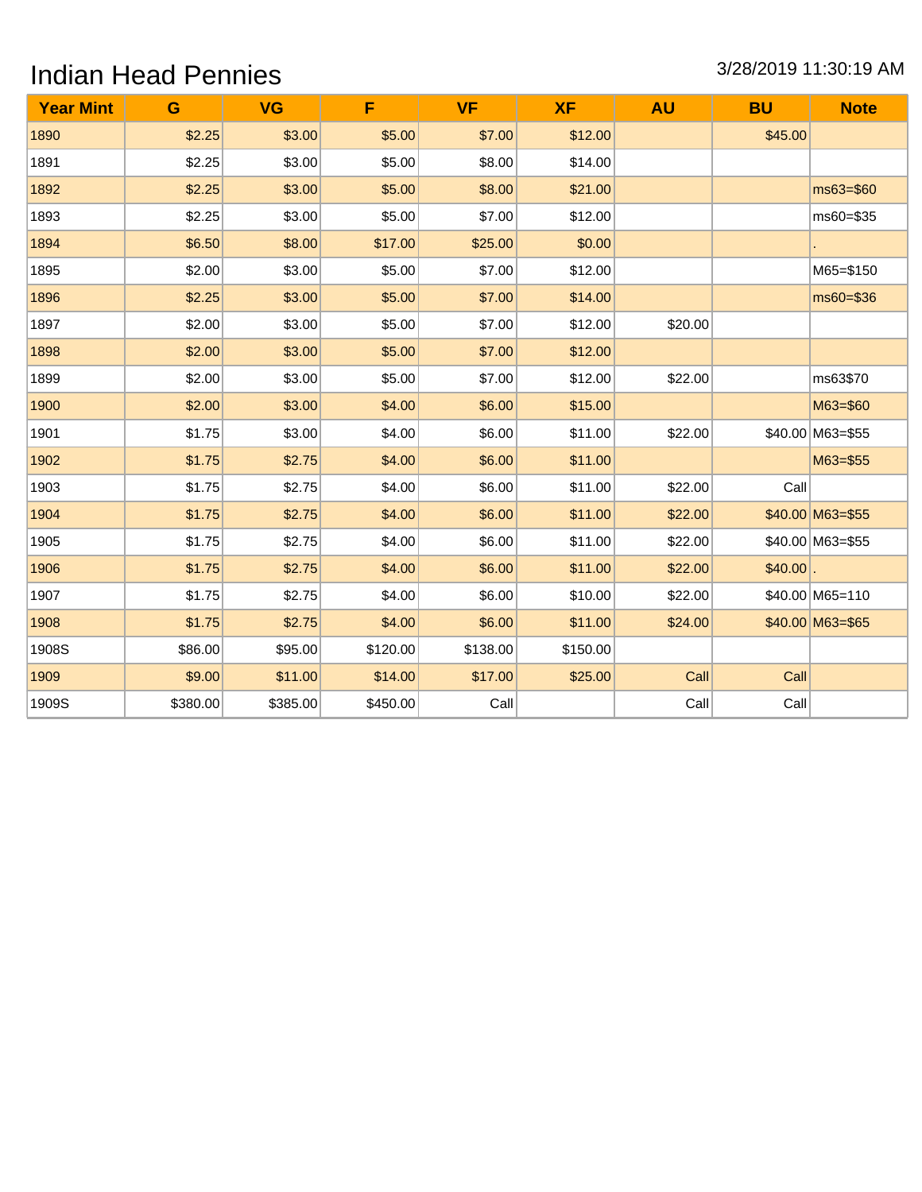# Indian Head Pennies

3/28/2019 11:30:19 AM

| Year Mint | G | VG | F | VF | XF | AU | BU | Note |
|---|---|---|---|---|---|---|---|---|
| 1890 | $2.25 | $3.00 | $5.00 | $7.00 | $12.00 | | $45.00 | |
| 1891 | $2.25 | $3.00 | $5.00 | $8.00 | $14.00 | | | |
| 1892 | $2.25 | $3.00 | $5.00 | $8.00 | $21.00 | | | ms63=$60 |
| 1893 | $2.25 | $3.00 | $5.00 | $7.00 | $12.00 | | | ms60=$35 |
| 1894 | $6.50 | $8.00 | $17.00 | $25.00 | $0.00 | | | . |
| 1895 | $2.00 | $3.00 | $5.00 | $7.00 | $12.00 | | | M65=$150 |
| 1896 | $2.25 | $3.00 | $5.00 | $7.00 | $14.00 | | | ms60=$36 |
| 1897 | $2.00 | $3.00 | $5.00 | $7.00 | $12.00 | $20.00 | | |
| 1898 | $2.00 | $3.00 | $5.00 | $7.00 | $12.00 | | | |
| 1899 | $2.00 | $3.00 | $5.00 | $7.00 | $12.00 | $22.00 | | ms63$70 |
| 1900 | $2.00 | $3.00 | $4.00 | $6.00 | $15.00 | | | M63=$60 |
| 1901 | $1.75 | $3.00 | $4.00 | $6.00 | $11.00 | $22.00 | $40.00 | M63=$55 |
| 1902 | $1.75 | $2.75 | $4.00 | $6.00 | $11.00 | | | M63=$55 |
| 1903 | $1.75 | $2.75 | $4.00 | $6.00 | $11.00 | $22.00 | Call | |
| 1904 | $1.75 | $2.75 | $4.00 | $6.00 | $11.00 | $22.00 | $40.00 | M63=$55 |
| 1905 | $1.75 | $2.75 | $4.00 | $6.00 | $11.00 | $22.00 | $40.00 | M63=$55 |
| 1906 | $1.75 | $2.75 | $4.00 | $6.00 | $11.00 | $22.00 | $40.00 | . |
| 1907 | $1.75 | $2.75 | $4.00 | $6.00 | $10.00 | $22.00 | $40.00 | M65=110 |
| 1908 | $1.75 | $2.75 | $4.00 | $6.00 | $11.00 | $24.00 | $40.00 | M63=$65 |
| 1908S | $86.00 | $95.00 | $120.00 | $138.00 | $150.00 | | | |
| 1909 | $9.00 | $11.00 | $14.00 | $17.00 | $25.00 | Call | Call | |
| 1909S | $380.00 | $385.00 | $450.00 | Call | | Call | Call | |